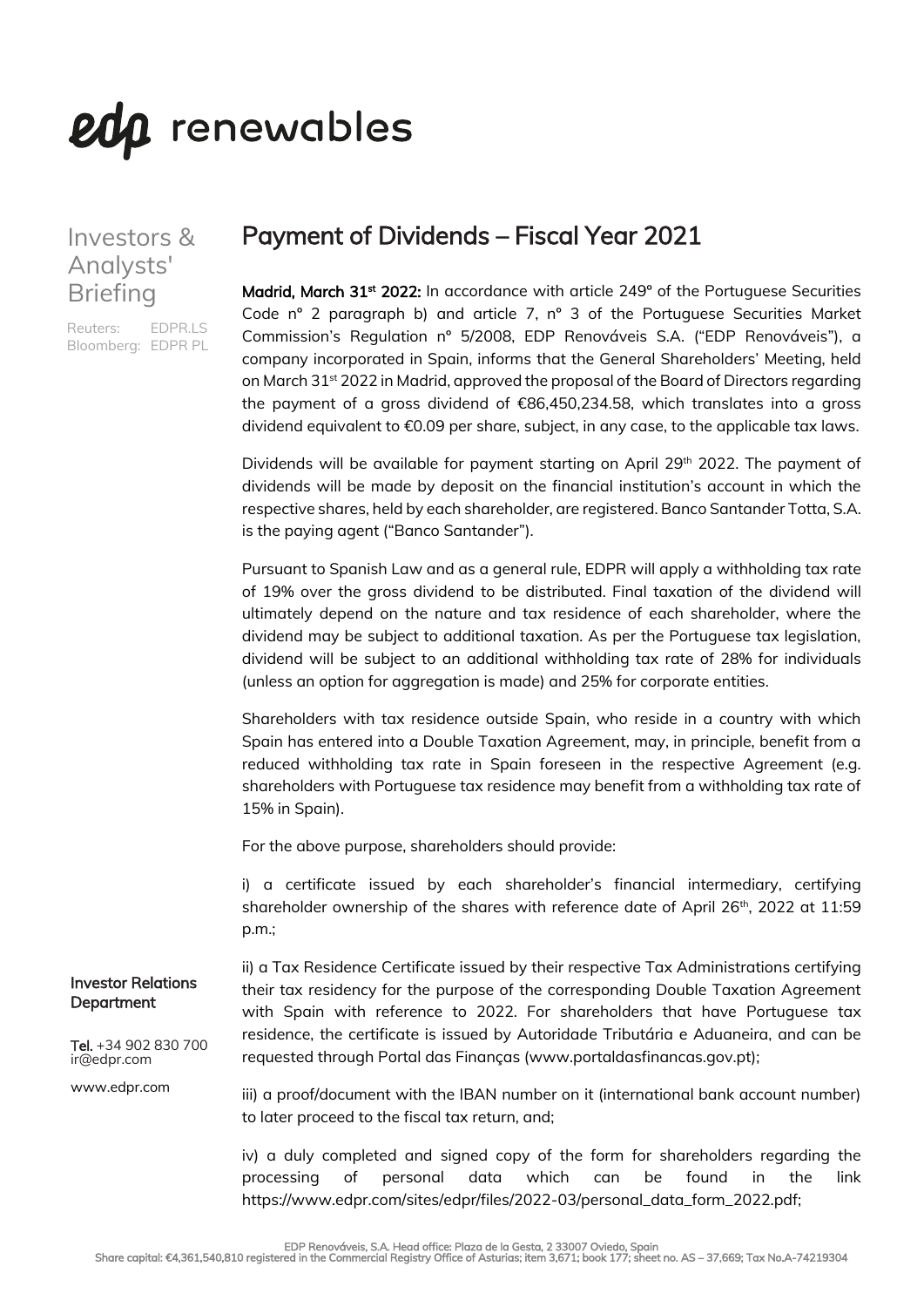# edp renewables

Investors & Analysts' Briefing

Reuters: EDPR.LS
Bloomberg: EDPR PL

## Payment of Dividends – Fiscal Year 2021

**Madrid, March 31st 2022:** In accordance with article 249º of the Portuguese Securities Code nº 2 paragraph b) and article 7, nº 3 of the Portuguese Securities Market Commission's Regulation nº 5/2008, EDP Renováveis S.A. ("EDP Renováveis"), a company incorporated in Spain, informs that the General Shareholders' Meeting, held on March 31st 2022 in Madrid, approved the proposal of the Board of Directors regarding the payment of a gross dividend of €86,450,234.58, which translates into a gross dividend equivalent to €0.09 per share, subject, in any case, to the applicable tax laws.

Dividends will be available for payment starting on April 29th 2022. The payment of dividends will be made by deposit on the financial institution's account in which the respective shares, held by each shareholder, are registered. Banco Santander Totta, S.A. is the paying agent ("Banco Santander").

Pursuant to Spanish Law and as a general rule, EDPR will apply a withholding tax rate of 19% over the gross dividend to be distributed. Final taxation of the dividend will ultimately depend on the nature and tax residence of each shareholder, where the dividend may be subject to additional taxation. As per the Portuguese tax legislation, dividend will be subject to an additional withholding tax rate of 28% for individuals (unless an option for aggregation is made) and 25% for corporate entities.

Shareholders with tax residence outside Spain, who reside in a country with which Spain has entered into a Double Taxation Agreement, may, in principle, benefit from a reduced withholding tax rate in Spain foreseen in the respective Agreement (e.g. shareholders with Portuguese tax residence may benefit from a withholding tax rate of 15% in Spain).

For the above purpose, shareholders should provide:

i) a certificate issued by each shareholder's financial intermediary, certifying shareholder ownership of the shares with reference date of April 26th, 2022 at 11:59 p.m.;

ii) a Tax Residence Certificate issued by their respective Tax Administrations certifying their tax residency for the purpose of the corresponding Double Taxation Agreement with Spain with reference to 2022. For shareholders that have Portuguese tax residence, the certificate is issued by Autoridade Tributária e Aduaneira, and can be requested through Portal das Finanças (www.portaldasfinancas.gov.pt);

iii) a proof/document with the IBAN number on it (international bank account number) to later proceed to the fiscal tax return, and;

iv) a duly completed and signed copy of the form for shareholders regarding the processing of personal data which can be found in the link https://www.edpr.com/sites/edpr/files/2022-03/personal_data_form_2022.pdf;

**Investor Relations Department**

**Tel.** +34 902 830 700
ir@edpr.com

www.edpr.com

EDP Renováveis, S.A. Head office: Plaza de la Gesta, 2 33007 Oviedo, Spain
Share capital: €4,361,540,810 registered in the Commercial Registry Office of Asturias; item 3,671; book 177; sheet no. AS – 37,669; Tax No.A-74219304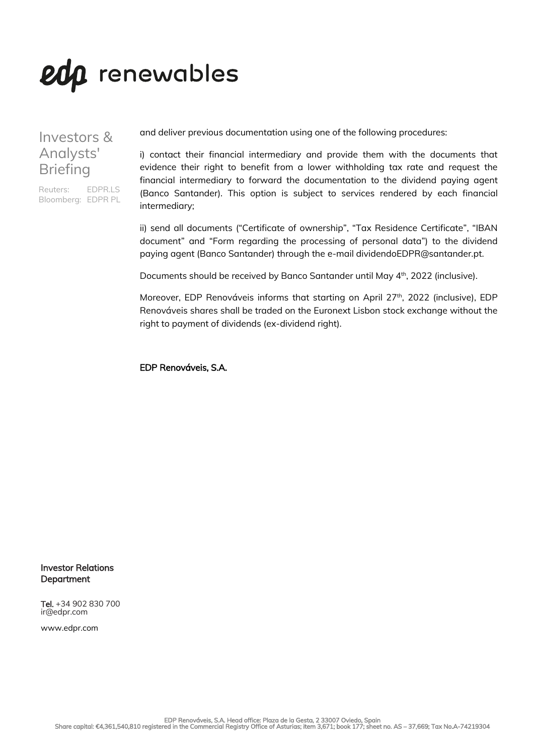# edp renewables

Investors & Analysts' Briefing

Reuters: EDPR.LS
Bloomberg: EDPR PL

and deliver previous documentation using one of the following procedures:

i) contact their financial intermediary and provide them with the documents that evidence their right to benefit from a lower withholding tax rate and request the financial intermediary to forward the documentation to the dividend paying agent (Banco Santander). This option is subject to services rendered by each financial intermediary;

ii) send all documents ("Certificate of ownership", "Tax Residence Certificate", "IBAN document" and "Form regarding the processing of personal data") to the dividend paying agent (Banco Santander) through the e-mail dividendoEDPR@santander.pt.

Documents should be received by Banco Santander until May 4th, 2022 (inclusive).

Moreover, EDP Renováveis informs that starting on April 27th, 2022 (inclusive), EDP Renováveis shares shall be traded on the Euronext Lisbon stock exchange without the right to payment of dividends (ex-dividend right).

**EDP Renováveis, S.A.**

**Investor Relations Department**

**Tel.** +34 902 830 700
ir@edpr.com

www.edpr.com

EDP Renováveis, S.A. Head office: Plaza de la Gesta, 2 33007 Oviedo, Spain
Share capital: €4,361,540,810 registered in the Commercial Registry Office of Asturias; item 3,671; book 177; sheet no. AS – 37,669; Tax No.A-74219304